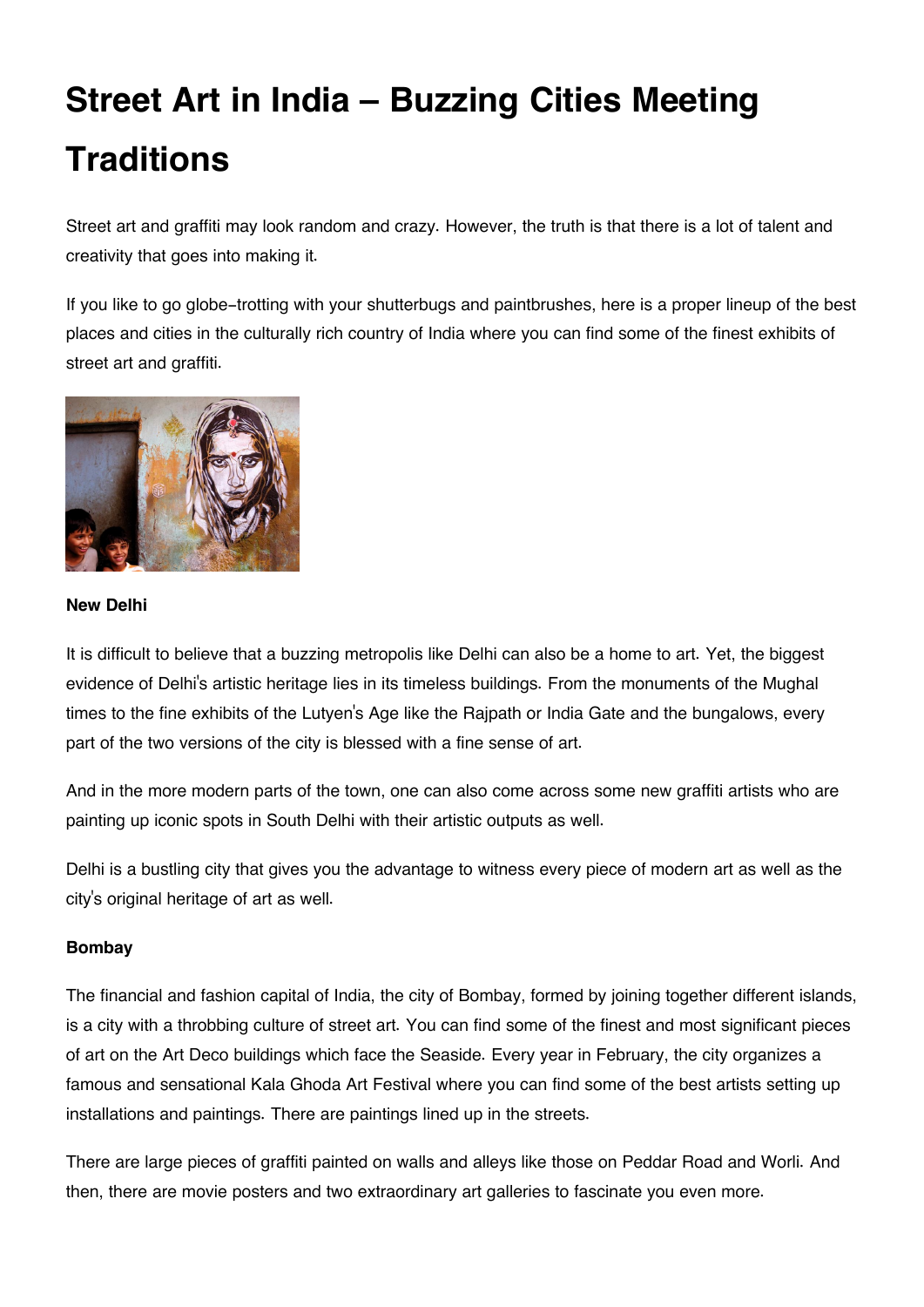# Street Art in India – Buzzing Cities Meeting Traditions

Street art and graffiti may look random and crazy. However, the truth is that there is a lot of talent and creativity that goes into making it.

If you like to go globe-trotting with your shutterbugs and paintbrushes, here is a proper lineup of the best places and cities in the culturally rich country of India where you can find some of the finest exhibits of street art and graffiti.

**New Delhi**

It is difficult to believe that a buzzing metropolis like Delhi can also be a home to art. Yet, the biggest evidence of Delhi's artistic heritage lies in its timeless buildings. From the monuments of the Mughal times to the fine exhibits of the Lutyen's Age like the Rajpath or India Gate and the bungalows, every part of the two versions of the city is blessed with a fine sense of art.

And in the more modern parts of the town, one can also come across some new graffiti artists who are painting up iconic spots in South Delhi with their artistic outputs as well.

Delhi is a bustling city that gives you the advantage to witness every piece of modern art as well as the city's original heritage of art as well.

**Bombay**

The financial and fashion capital of India, the city of Bombay, formed by joining together different islands, is a city with a throbbing culture of street art. You can find some of the finest and most significant pieces of art on the Art Deco buildings which face the Seaside. Every year in February, the city organizes a famous and sensational Kala Ghoda Art Festival where you can find some of the best artists setting up installations and paintings. There are paintings lined up in the streets.

There are large pieces of graffiti painted on walls and alleys like those on Peddar Road and Worli. And then, there are movie posters and two extraordinary art galleries to fascinate you even more.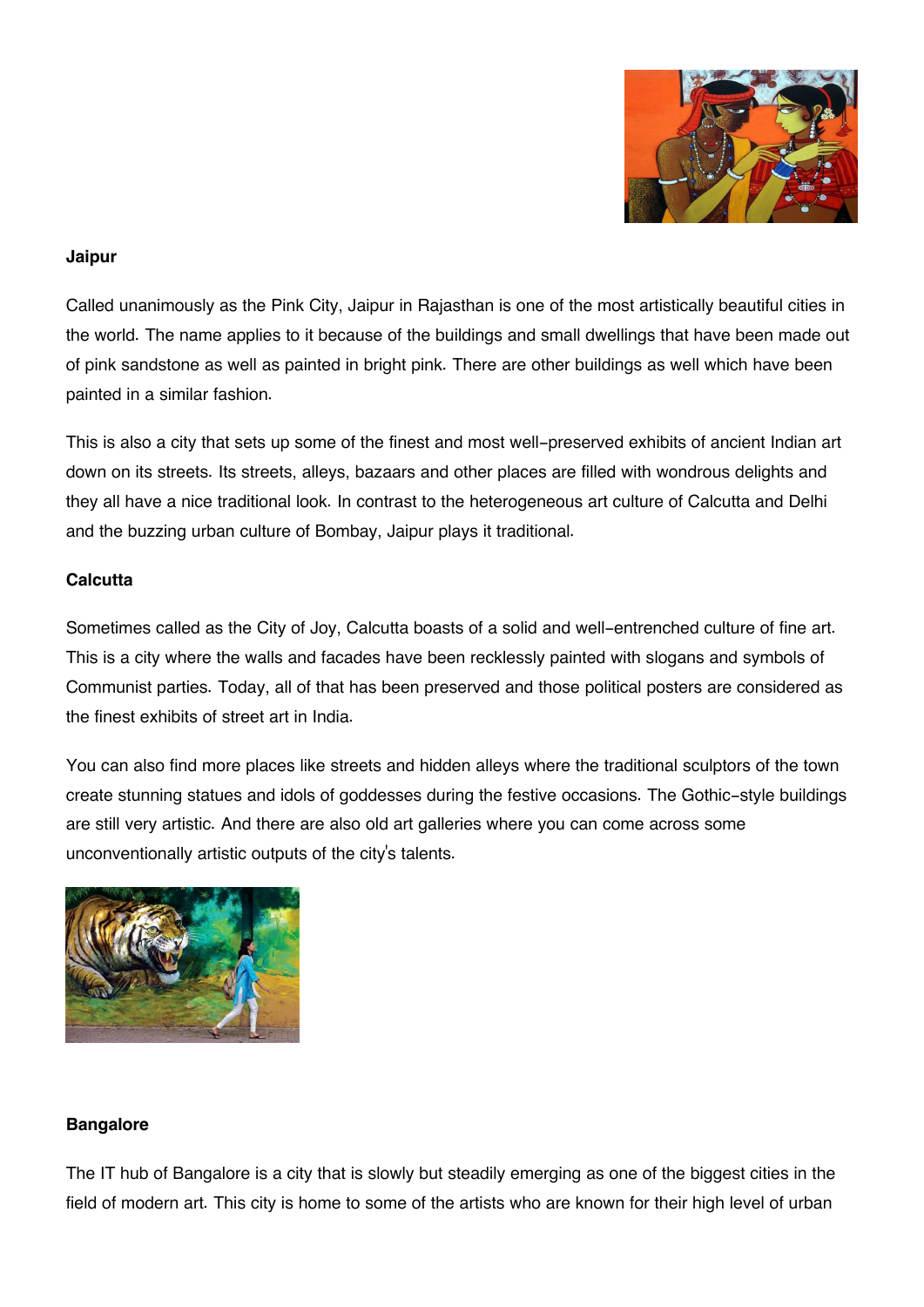**Jaipur**

Called unanimously as the Pink City, Jaipur in Rajasthan is one of the most artistically beautiful cities in the world. The name applies to it because of the buildings and small dwellings that have been made out of pink sandstone as well as painted in bright pink. There are other buildings as well which have been painted in a similar fashion.

This is also a city that sets up some of the finest and most well-preserved exhibits of ancient Indian art down on its streets. Its streets, alleys, bazaars and other places are filled with wondrous delights and they all have a nice traditional look. In contrast to the heterogeneous art culture of Calcutta and Delhi and the buzzing urban culture of Bombay, Jaipur plays it traditional.

**Calcutta**

Sometimes called as the City of Joy, Calcutta boasts of a solid and well-entrenched culture of fine art. This is a city where the walls and facades have been recklessly painted with slogans and symbols of Communist parties. Today, all of that has been preserved and those political posters are considered as the finest exhibits of street art in India.

You can also find more places like streets and hidden alleys where the traditional sculptors of the town create stunning statues and idols of goddesses during the festive occasions. The Gothic-style buildings are still very artistic. And there are also old art galleries where you can come across some unconventionally artistic outputs of the city's talents.

**Bangalore**

The IT hub of Bangalore is a city that is slowly but steadily emerging as one of the biggest cities in the field of modern art. This city is home to some of the artists who are known for their high level of urban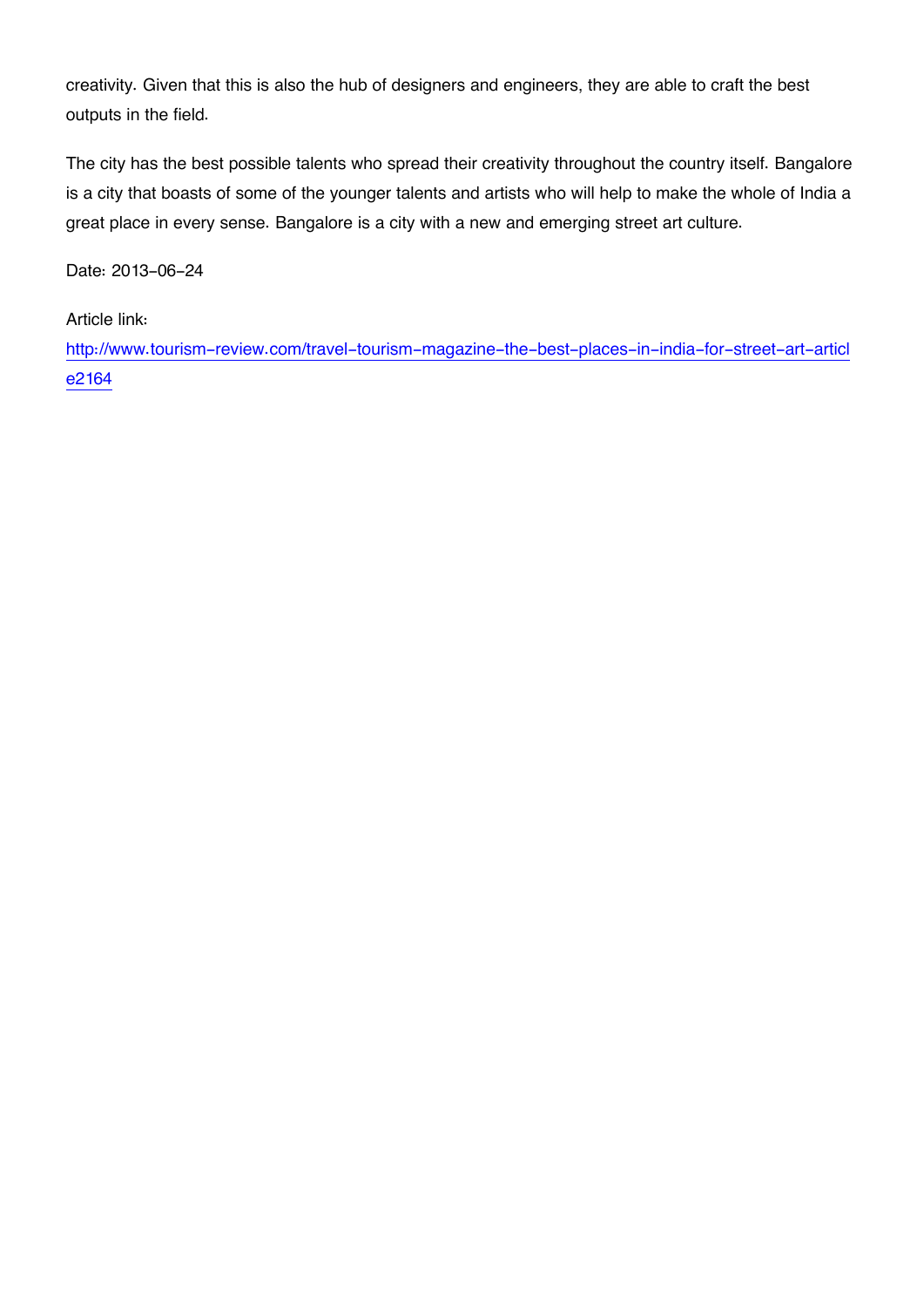creativity. Given that this is also the hub of designers and engineers, they are able to craft the best outputs in the field.

The city has the best possible talents who spread their creativity throughout the country itself. Bangalore is a city that boasts of some of the younger talents and artists who will help to make the whole of India a great place in every sense. Bangalore is a city with a new and emerging street art culture.

Date: 2013-06-24

Article link:
[http://www.tourism-review.com/travel-tourism-magazine-the-best-places-in-india-for-street-art-article2164](http://www.tourism-review.com/travel-tourism-magazine-the-best-places-in-india-for-street-art-article2164)